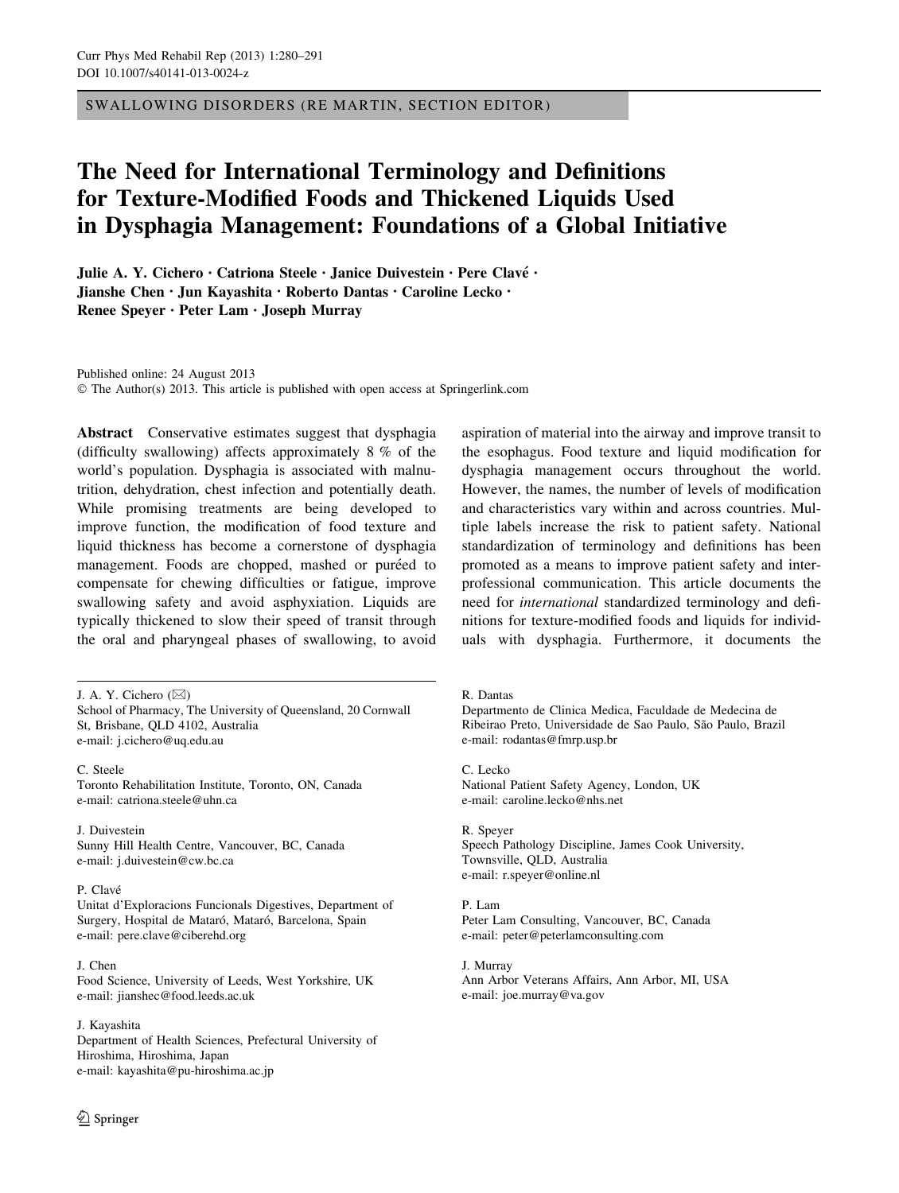SWALLOWING DISORDERS (RE MARTIN, SECTION EDITOR)

# The Need for International Terminology and Definitions for Texture-Modified Foods and Thickened Liquids Used in Dysphagia Management: Foundations of a Global Initiative

**Julie A. Y. Cichero · Catriona Steele · Janice Duivestein · Pere Clavé · Jianshe Chen · Jun Kayashita · Roberto Dantas · Caroline Lecko · Renee Speyer · Peter Lam · Joseph Murray**

Published online: 24 August 2013
© The Author(s) 2013. This article is published with open access at Springerlink.com

**Abstract** Conservative estimates suggest that dysphagia (difficulty swallowing) affects approximately 8 % of the world's population. Dysphagia is associated with malnutrition, dehydration, chest infection and potentially death. While promising treatments are being developed to improve function, the modification of food texture and liquid thickness has become a cornerstone of dysphagia management. Foods are chopped, mashed or puréed to compensate for chewing difficulties or fatigue, improve swallowing safety and avoid asphyxiation. Liquids are typically thickened to slow their speed of transit through the oral and pharyngeal phases of swallowing, to avoid aspiration of material into the airway and improve transit to the esophagus. Food texture and liquid modification for dysphagia management occurs throughout the world. However, the names, the number of levels of modification and characteristics vary within and across countries. Multiple labels increase the risk to patient safety. National standardization of terminology and definitions has been promoted as a means to improve patient safety and interprofessional communication. This article documents the need for *international* standardized terminology and definitions for texture-modified foods and liquids for individuals with dysphagia. Furthermore, it documents the

---

J. A. Y. Cichero (✉)
School of Pharmacy, The University of Queensland, 20 Cornwall St, Brisbane, QLD 4102, Australia
e-mail: j.cichero@uq.edu.au

C. Steele
Toronto Rehabilitation Institute, Toronto, ON, Canada
e-mail: catriona.steele@uhn.ca

J. Duivestein
Sunny Hill Health Centre, Vancouver, BC, Canada
e-mail: j.duivestein@cw.bc.ca

P. Clavé
Unitat d'Exploracions Funcionals Digestives, Department of Surgery, Hospital de Mataró, Mataró, Barcelona, Spain
e-mail: pere.clave@ciberehd.org

J. Chen
Food Science, University of Leeds, West Yorkshire, UK
e-mail: jianshec@food.leeds.ac.uk

J. Kayashita
Department of Health Sciences, Prefectural University of Hiroshima, Hiroshima, Japan
e-mail: kayashita@pu-hiroshima.ac.jp

R. Dantas
Departmento de Clinica Medica, Faculdade de Medecina de Ribeirao Preto, Universidade de Sao Paulo, São Paulo, Brazil
e-mail: rodantas@fmrp.usp.br

C. Lecko
National Patient Safety Agency, London, UK
e-mail: caroline.lecko@nhs.net

R. Speyer
Speech Pathology Discipline, James Cook University, Townsville, QLD, Australia
e-mail: r.speyer@online.nl

P. Lam
Peter Lam Consulting, Vancouver, BC, Canada
e-mail: peter@peterlamconsulting.com

J. Murray
Ann Arbor Veterans Affairs, Ann Arbor, MI, USA
e-mail: joe.murray@va.gov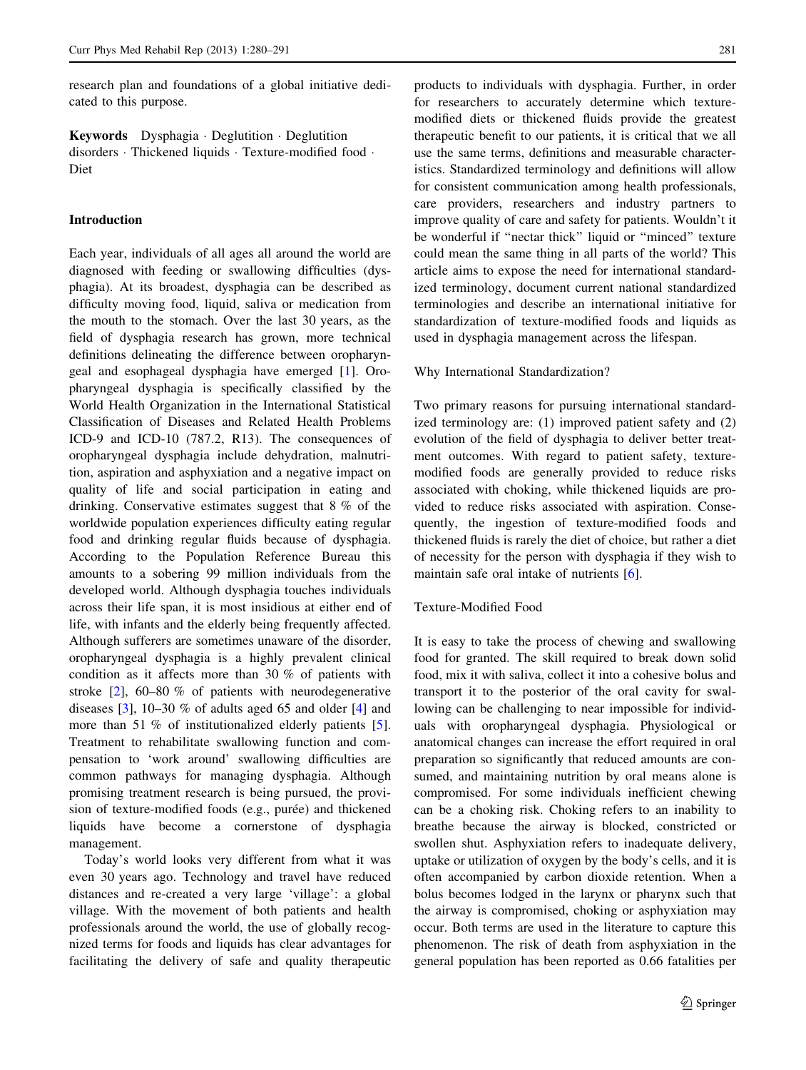research plan and foundations of a global initiative dedicated to this purpose.

**Keywords** Dysphagia · Deglutition · Deglutition disorders · Thickened liquids · Texture-modified food · Diet

## Introduction

Each year, individuals of all ages all around the world are diagnosed with feeding or swallowing difficulties (dysphagia). At its broadest, dysphagia can be described as difficulty moving food, liquid, saliva or medication from the mouth to the stomach. Over the last 30 years, as the field of dysphagia research has grown, more technical definitions delineating the difference between oropharyngeal and esophageal dysphagia have emerged [1]. Oropharyngeal dysphagia is specifically classified by the World Health Organization in the International Statistical Classification of Diseases and Related Health Problems ICD-9 and ICD-10 (787.2, R13). The consequences of oropharyngeal dysphagia include dehydration, malnutrition, aspiration and asphyxiation and a negative impact on quality of life and social participation in eating and drinking. Conservative estimates suggest that 8 % of the worldwide population experiences difficulty eating regular food and drinking regular fluids because of dysphagia. According to the Population Reference Bureau this amounts to a sobering 99 million individuals from the developed world. Although dysphagia touches individuals across their life span, it is most insidious at either end of life, with infants and the elderly being frequently affected. Although sufferers are sometimes unaware of the disorder, oropharyngeal dysphagia is a highly prevalent clinical condition as it affects more than 30 % of patients with stroke [2], 60–80 % of patients with neurodegenerative diseases [3], 10–30 % of adults aged 65 and older [4] and more than 51 % of institutionalized elderly patients [5]. Treatment to rehabilitate swallowing function and compensation to 'work around' swallowing difficulties are common pathways for managing dysphagia. Although promising treatment research is being pursued, the provision of texture-modified foods (e.g., purée) and thickened liquids have become a cornerstone of dysphagia management.

Today's world looks very different from what it was even 30 years ago. Technology and travel have reduced distances and re-created a very large 'village': a global village. With the movement of both patients and health professionals around the world, the use of globally recognized terms for foods and liquids has clear advantages for facilitating the delivery of safe and quality therapeutic products to individuals with dysphagia. Further, in order for researchers to accurately determine which texture-modified diets or thickened fluids provide the greatest therapeutic benefit to our patients, it is critical that we all use the same terms, definitions and measurable characteristics. Standardized terminology and definitions will allow for consistent communication among health professionals, care providers, researchers and industry partners to improve quality of care and safety for patients. Wouldn't it be wonderful if "nectar thick" liquid or "minced" texture could mean the same thing in all parts of the world? This article aims to expose the need for international standardized terminology, document current national standardized terminologies and describe an international initiative for standardization of texture-modified foods and liquids as used in dysphagia management across the lifespan.

### Why International Standardization?

Two primary reasons for pursuing international standardized terminology are: (1) improved patient safety and (2) evolution of the field of dysphagia to deliver better treatment outcomes. With regard to patient safety, texture-modified foods are generally provided to reduce risks associated with choking, while thickened liquids are provided to reduce risks associated with aspiration. Consequently, the ingestion of texture-modified foods and thickened fluids is rarely the diet of choice, but rather a diet of necessity for the person with dysphagia if they wish to maintain safe oral intake of nutrients [6].

### Texture-Modified Food

It is easy to take the process of chewing and swallowing food for granted. The skill required to break down solid food, mix it with saliva, collect it into a cohesive bolus and transport it to the posterior of the oral cavity for swallowing can be challenging to near impossible for individuals with oropharyngeal dysphagia. Physiological or anatomical changes can increase the effort required in oral preparation so significantly that reduced amounts are consumed, and maintaining nutrition by oral means alone is compromised. For some individuals inefficient chewing can be a choking risk. Choking refers to an inability to breathe because the airway is blocked, constricted or swollen shut. Asphyxiation refers to inadequate delivery, uptake or utilization of oxygen by the body's cells, and it is often accompanied by carbon dioxide retention. When a bolus becomes lodged in the larynx or pharynx such that the airway is compromised, choking or asphyxiation may occur. Both terms are used in the literature to capture this phenomenon. The risk of death from asphyxiation in the general population has been reported as 0.66 fatalities per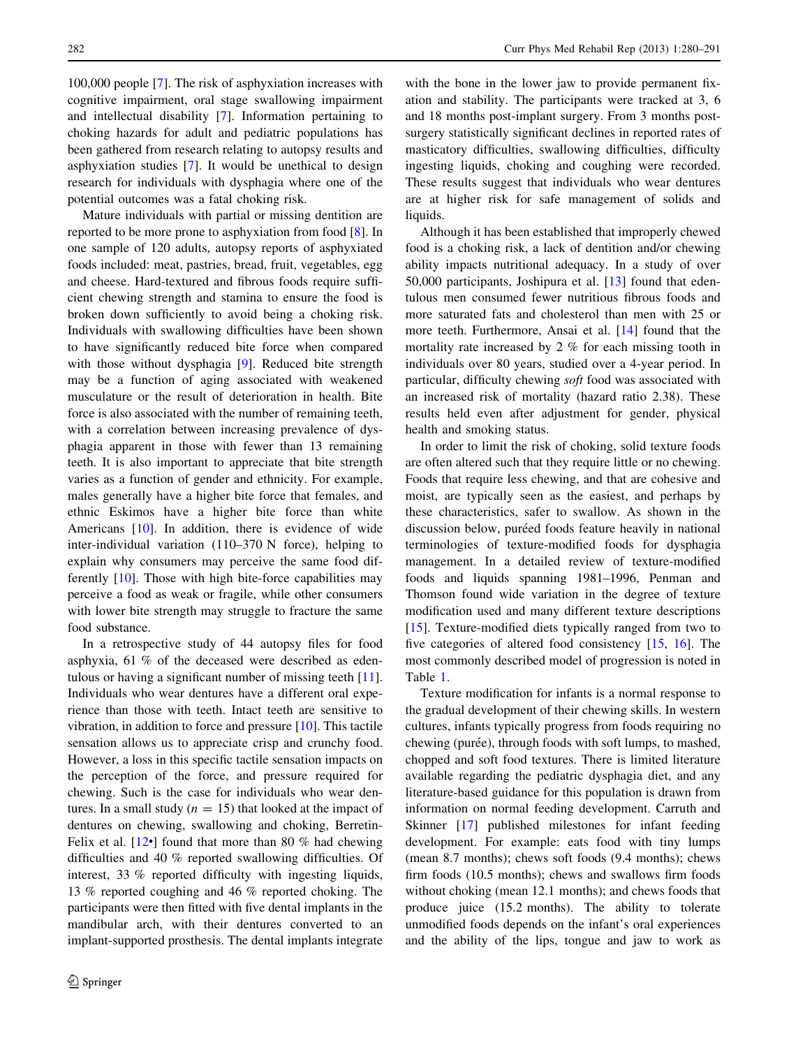100,000 people [7]. The risk of asphyxiation increases with cognitive impairment, oral stage swallowing impairment and intellectual disability [7]. Information pertaining to choking hazards for adult and pediatric populations has been gathered from research relating to autopsy results and asphyxiation studies [7]. It would be unethical to design research for individuals with dysphagia where one of the potential outcomes was a fatal choking risk.

Mature individuals with partial or missing dentition are reported to be more prone to asphyxiation from food [8]. In one sample of 120 adults, autopsy reports of asphyxiated foods included: meat, pastries, bread, fruit, vegetables, egg and cheese. Hard-textured and fibrous foods require sufficient chewing strength and stamina to ensure the food is broken down sufficiently to avoid being a choking risk. Individuals with swallowing difficulties have been shown to have significantly reduced bite force when compared with those without dysphagia [9]. Reduced bite strength may be a function of aging associated with weakened musculature or the result of deterioration in health. Bite force is also associated with the number of remaining teeth, with a correlation between increasing prevalence of dysphagia apparent in those with fewer than 13 remaining teeth. It is also important to appreciate that bite strength varies as a function of gender and ethnicity. For example, males generally have a higher bite force that females, and ethnic Eskimos have a higher bite force than white Americans [10]. In addition, there is evidence of wide inter-individual variation (110–370 N force), helping to explain why consumers may perceive the same food differently [10]. Those with high bite-force capabilities may perceive a food as weak or fragile, while other consumers with lower bite strength may struggle to fracture the same food substance.

In a retrospective study of 44 autopsy files for food asphyxia, 61 % of the deceased were described as edentulous or having a significant number of missing teeth [11]. Individuals who wear dentures have a different oral experience than those with teeth. Intact teeth are sensitive to vibration, in addition to force and pressure [10]. This tactile sensation allows us to appreciate crisp and crunchy food. However, a loss in this specific tactile sensation impacts on the perception of the force, and pressure required for chewing. Such is the case for individuals who wear dentures. In a small study ($n = 15$) that looked at the impact of dentures on chewing, swallowing and choking, Berretin-Felix et al. [12•] found that more than 80 % had chewing difficulties and 40 % reported swallowing difficulties. Of interest, 33 % reported difficulty with ingesting liquids, 13 % reported coughing and 46 % reported choking. The participants were then fitted with five dental implants in the mandibular arch, with their dentures converted to an implant-supported prosthesis. The dental implants integrate with the bone in the lower jaw to provide permanent fixation and stability. The participants were tracked at 3, 6 and 18 months post-implant surgery. From 3 months post-surgery statistically significant declines in reported rates of masticatory difficulties, swallowing difficulties, difficulty ingesting liquids, choking and coughing were recorded. These results suggest that individuals who wear dentures are at higher risk for safe management of solids and liquids.

Although it has been established that improperly chewed food is a choking risk, a lack of dentition and/or chewing ability impacts nutritional adequacy. In a study of over 50,000 participants, Joshipura et al. [13] found that edentulous men consumed fewer nutritious fibrous foods and more saturated fats and cholesterol than men with 25 or more teeth. Furthermore, Ansai et al. [14] found that the mortality rate increased by 2 % for each missing tooth in individuals over 80 years, studied over a 4-year period. In particular, difficulty chewing *soft* food was associated with an increased risk of mortality (hazard ratio 2.38). These results held even after adjustment for gender, physical health and smoking status.

In order to limit the risk of choking, solid texture foods are often altered such that they require little or no chewing. Foods that require less chewing, and that are cohesive and moist, are typically seen as the easiest, and perhaps by these characteristics, safer to swallow. As shown in the discussion below, puréed foods feature heavily in national terminologies of texture-modified foods for dysphagia management. In a detailed review of texture-modified foods and liquids spanning 1981–1996, Penman and Thomson found wide variation in the degree of texture modification used and many different texture descriptions [15]. Texture-modified diets typically ranged from two to five categories of altered food consistency [15, 16]. The most commonly described model of progression is noted in Table 1.

Texture modification for infants is a normal response to the gradual development of their chewing skills. In western cultures, infants typically progress from foods requiring no chewing (purée), through foods with soft lumps, to mashed, chopped and soft food textures. There is limited literature available regarding the pediatric dysphagia diet, and any literature-based guidance for this population is drawn from information on normal feeding development. Carruth and Skinner [17] published milestones for infant feeding development. For example: eats food with tiny lumps (mean 8.7 months); chews soft foods (9.4 months); chews firm foods (10.5 months); chews and swallows firm foods without choking (mean 12.1 months); and chews foods that produce juice (15.2 months). The ability to tolerate unmodified foods depends on the infant's oral experiences and the ability of the lips, tongue and jaw to work as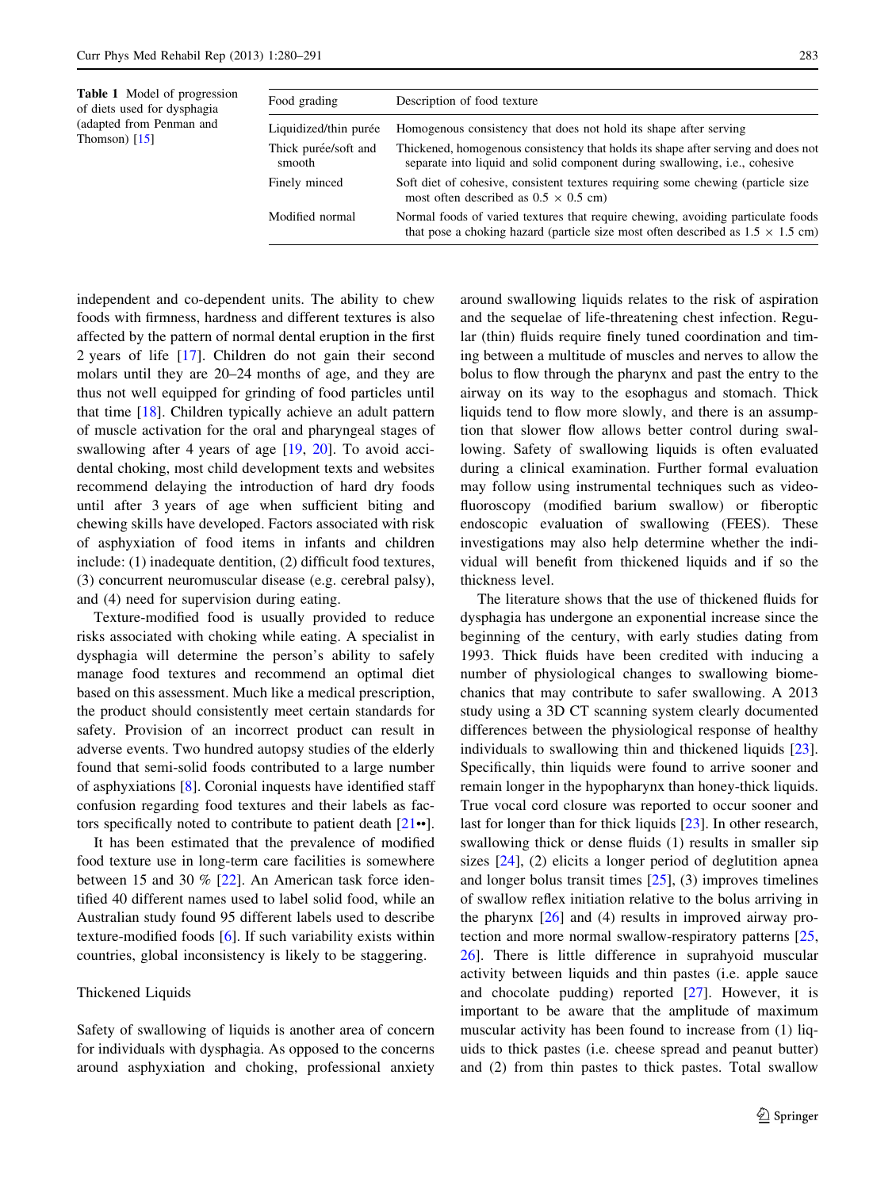**Table 1** Model of progression of diets used for dysphagia (adapted from Penman and Thomson) [15]

| Food grading | Description of food texture |
| --- | --- |
| Liquidized/thin purée | Homogenous consistency that does not hold its shape after serving |
| Thick purée/soft and smooth | Thickened, homogenous consistency that holds its shape after serving and does not separate into liquid and solid component during swallowing, i.e., cohesive |
| Finely minced | Soft diet of cohesive, consistent textures requiring some chewing (particle size most often described as 0.5 × 0.5 cm) |
| Modified normal | Normal foods of varied textures that require chewing, avoiding particulate foods that pose a choking hazard (particle size most often described as 1.5 × 1.5 cm) |

independent and co-dependent units. The ability to chew foods with firmness, hardness and different textures is also affected by the pattern of normal dental eruption in the first 2 years of life [17]. Children do not gain their second molars until they are 20–24 months of age, and they are thus not well equipped for grinding of food particles until that time [18]. Children typically achieve an adult pattern of muscle activation for the oral and pharyngeal stages of swallowing after 4 years of age [19, 20]. To avoid accidental choking, most child development texts and websites recommend delaying the introduction of hard dry foods until after 3 years of age when sufficient biting and chewing skills have developed. Factors associated with risk of asphyxiation of food items in infants and children include: (1) inadequate dentition, (2) difficult food textures, (3) concurrent neuromuscular disease (e.g. cerebral palsy), and (4) need for supervision during eating.

Texture-modified food is usually provided to reduce risks associated with choking while eating. A specialist in dysphagia will determine the person's ability to safely manage food textures and recommend an optimal diet based on this assessment. Much like a medical prescription, the product should consistently meet certain standards for safety. Provision of an incorrect product can result in adverse events. Two hundred autopsy studies of the elderly found that semi-solid foods contributed to a large number of asphyxiations [8]. Coronial inquests have identified staff confusion regarding food textures and their labels as factors specifically noted to contribute to patient death [21••].

It has been estimated that the prevalence of modified food texture use in long-term care facilities is somewhere between 15 and 30 % [22]. An American task force identified 40 different names used to label solid food, while an Australian study found 95 different labels used to describe texture-modified foods [6]. If such variability exists within countries, global inconsistency is likely to be staggering.

## Thickened Liquids

Safety of swallowing of liquids is another area of concern for individuals with dysphagia. As opposed to the concerns around asphyxiation and choking, professional anxiety around swallowing liquids relates to the risk of aspiration and the sequelae of life-threatening chest infection. Regular (thin) fluids require finely tuned coordination and timing between a multitude of muscles and nerves to allow the bolus to flow through the pharynx and past the entry to the airway on its way to the esophagus and stomach. Thick liquids tend to flow more slowly, and there is an assumption that slower flow allows better control during swallowing. Safety of swallowing liquids is often evaluated during a clinical examination. Further formal evaluation may follow using instrumental techniques such as videofluoroscopy (modified barium swallow) or fiberoptic endoscopic evaluation of swallowing (FEES). These investigations may also help determine whether the individual will benefit from thickened liquids and if so the thickness level.

The literature shows that the use of thickened fluids for dysphagia has undergone an exponential increase since the beginning of the century, with early studies dating from 1993. Thick fluids have been credited with inducing a number of physiological changes to swallowing biomechanics that may contribute to safer swallowing. A 2013 study using a 3D CT scanning system clearly documented differences between the physiological response of healthy individuals to swallowing thin and thickened liquids [23]. Specifically, thin liquids were found to arrive sooner and remain longer in the hypopharynx than honey-thick liquids. True vocal cord closure was reported to occur sooner and last for longer than for thick liquids [23]. In other research, swallowing thick or dense fluids (1) results in smaller sip sizes [24], (2) elicits a longer period of deglutition apnea and longer bolus transit times [25], (3) improves timelines of swallow reflex initiation relative to the bolus arriving in the pharynx [26] and (4) results in improved airway protection and more normal swallow-respiratory patterns [25, 26]. There is little difference in suprahyoid muscular activity between liquids and thin pastes (i.e. apple sauce and chocolate pudding) reported [27]. However, it is important to be aware that the amplitude of maximum muscular activity has been found to increase from (1) liquids to thick pastes (i.e. cheese spread and peanut butter) and (2) from thin pastes to thick pastes. Total swallow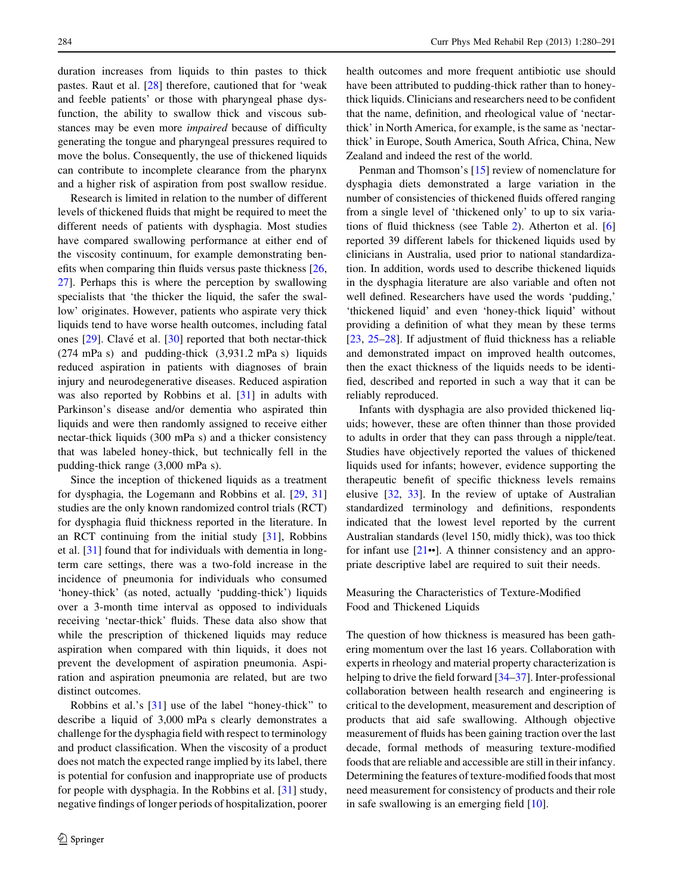duration increases from liquids to thin pastes to thick pastes. Raut et al. [28] therefore, cautioned that for 'weak and feeble patients' or those with pharyngeal phase dysfunction, the ability to swallow thick and viscous substances may be even more *impaired* because of difficulty generating the tongue and pharyngeal pressures required to move the bolus. Consequently, the use of thickened liquids can contribute to incomplete clearance from the pharynx and a higher risk of aspiration from post swallow residue.

Research is limited in relation to the number of different levels of thickened fluids that might be required to meet the different needs of patients with dysphagia. Most studies have compared swallowing performance at either end of the viscosity continuum, for example demonstrating benefits when comparing thin fluids versus paste thickness [26, 27]. Perhaps this is where the perception by swallowing specialists that 'the thicker the liquid, the safer the swallow' originates. However, patients who aspirate very thick liquids tend to have worse health outcomes, including fatal ones [29]. Clavé et al. [30] reported that both nectar-thick (274 mPa s) and pudding-thick (3,931.2 mPa s) liquids reduced aspiration in patients with diagnoses of brain injury and neurodegenerative diseases. Reduced aspiration was also reported by Robbins et al. [31] in adults with Parkinson's disease and/or dementia who aspirated thin liquids and were then randomly assigned to receive either nectar-thick liquids (300 mPa s) and a thicker consistency that was labeled honey-thick, but technically fell in the pudding-thick range (3,000 mPa s).

Since the inception of thickened liquids as a treatment for dysphagia, the Logemann and Robbins et al. [29, 31] studies are the only known randomized control trials (RCT) for dysphagia fluid thickness reported in the literature. In an RCT continuing from the initial study [31], Robbins et al. [31] found that for individuals with dementia in long-term care settings, there was a two-fold increase in the incidence of pneumonia for individuals who consumed 'honey-thick' (as noted, actually 'pudding-thick') liquids over a 3-month time interval as opposed to individuals receiving 'nectar-thick' fluids. These data also show that while the prescription of thickened liquids may reduce aspiration when compared with thin liquids, it does not prevent the development of aspiration pneumonia. Aspiration and aspiration pneumonia are related, but are two distinct outcomes.

Robbins et al.'s [31] use of the label "honey-thick" to describe a liquid of 3,000 mPa s clearly demonstrates a challenge for the dysphagia field with respect to terminology and product classification. When the viscosity of a product does not match the expected range implied by its label, there is potential for confusion and inappropriate use of products for people with dysphagia. In the Robbins et al. [31] study, negative findings of longer periods of hospitalization, poorer health outcomes and more frequent antibiotic use should have been attributed to pudding-thick rather than to honey-thick liquids. Clinicians and researchers need to be confident that the name, definition, and rheological value of 'nectar-thick' in North America, for example, is the same as 'nectar-thick' in Europe, South America, South Africa, China, New Zealand and indeed the rest of the world.

Penman and Thomson's [15] review of nomenclature for dysphagia diets demonstrated a large variation in the number of consistencies of thickened fluids offered ranging from a single level of 'thickened only' to up to six variations of fluid thickness (see Table 2). Atherton et al. [6] reported 39 different labels for thickened liquids used by clinicians in Australia, used prior to national standardization. In addition, words used to describe thickened liquids in the dysphagia literature are also variable and often not well defined. Researchers have used the words 'pudding,' 'thickened liquid' and even 'honey-thick liquid' without providing a definition of what they mean by these terms [23, 25–28]. If adjustment of fluid thickness has a reliable and demonstrated impact on improved health outcomes, then the exact thickness of the liquids needs to be identified, described and reported in such a way that it can be reliably reproduced.

Infants with dysphagia are also provided thickened liquids; however, these are often thinner than those provided to adults in order that they can pass through a nipple/teat. Studies have objectively reported the values of thickened liquids used for infants; however, evidence supporting the therapeutic benefit of specific thickness levels remains elusive [32, 33]. In the review of uptake of Australian standardized terminology and definitions, respondents indicated that the lowest level reported by the current Australian standards (level 150, midly thick), was too thick for infant use [21••]. A thinner consistency and an appropriate descriptive label are required to suit their needs.

## Measuring the Characteristics of Texture-Modified Food and Thickened Liquids

The question of how thickness is measured has been gathering momentum over the last 16 years. Collaboration with experts in rheology and material property characterization is helping to drive the field forward [34–37]. Inter-professional collaboration between health research and engineering is critical to the development, measurement and description of products that aid safe swallowing. Although objective measurement of fluids has been gaining traction over the last decade, formal methods of measuring texture-modified foods that are reliable and accessible are still in their infancy. Determining the features of texture-modified foods that most need measurement for consistency of products and their role in safe swallowing is an emerging field [10].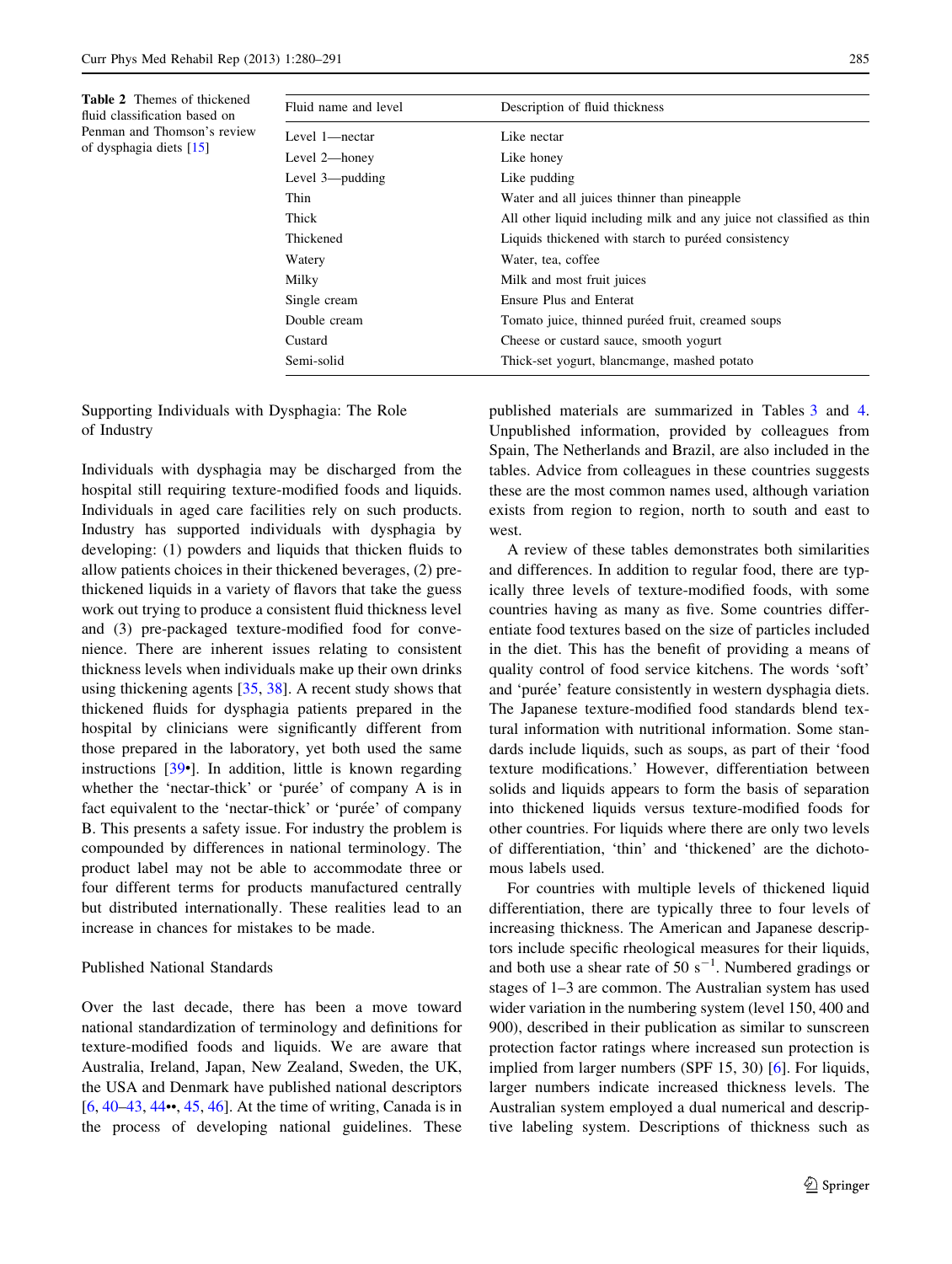**Table 2** Themes of thickened fluid classification based on Penman and Thomson's review of dysphagia diets [15]

| Fluid name and level | Description of fluid thickness |
| --- | --- |
| Level 1—nectar | Like nectar |
| Level 2—honey | Like honey |
| Level 3—pudding | Like pudding |
| Thin | Water and all juices thinner than pineapple |
| Thick | All other liquid including milk and any juice not classified as thin |
| Thickened | Liquids thickened with starch to puréed consistency |
| Watery | Water, tea, coffee |
| Milky | Milk and most fruit juices |
| Single cream | Ensure Plus and Enterat |
| Double cream | Tomato juice, thinned puréed fruit, creamed soups |
| Custard | Cheese or custard sauce, smooth yogurt |
| Semi-solid | Thick-set yogurt, blancmange, mashed potato |

## Supporting Individuals with Dysphagia: The Role of Industry

Individuals with dysphagia may be discharged from the hospital still requiring texture-modified foods and liquids. Individuals in aged care facilities rely on such products. Industry has supported individuals with dysphagia by developing: (1) powders and liquids that thicken fluids to allow patients choices in their thickened beverages, (2) pre-thickened liquids in a variety of flavors that take the guess work out trying to produce a consistent fluid thickness level and (3) pre-packaged texture-modified food for convenience. There are inherent issues relating to consistent thickness levels when individuals make up their own drinks using thickening agents [35, 38]. A recent study shows that thickened fluids for dysphagia patients prepared in the hospital by clinicians were significantly different from those prepared in the laboratory, yet both used the same instructions [39•]. In addition, little is known regarding whether the 'nectar-thick' or 'purée' of company A is in fact equivalent to the 'nectar-thick' or 'purée' of company B. This presents a safety issue. For industry the problem is compounded by differences in national terminology. The product label may not be able to accommodate three or four different terms for products manufactured centrally but distributed internationally. These realities lead to an increase in chances for mistakes to be made.

## Published National Standards

Over the last decade, there has been a move toward national standardization of terminology and definitions for texture-modified foods and liquids. We are aware that Australia, Ireland, Japan, New Zealand, Sweden, the UK, the USA and Denmark have published national descriptors [6, 40–43, 44••, 45, 46]. At the time of writing, Canada is in the process of developing national guidelines. These published materials are summarized in Tables 3 and 4. Unpublished information, provided by colleagues from Spain, The Netherlands and Brazil, are also included in the tables. Advice from colleagues in these countries suggests these are the most common names used, although variation exists from region to region, north to south and east to west.

A review of these tables demonstrates both similarities and differences. In addition to regular food, there are typically three levels of texture-modified foods, with some countries having as many as five. Some countries differentiate food textures based on the size of particles included in the diet. This has the benefit of providing a means of quality control of food service kitchens. The words 'soft' and 'purée' feature consistently in western dysphagia diets. The Japanese texture-modified food standards blend textural information with nutritional information. Some standards include liquids, such as soups, as part of their 'food texture modifications.' However, differentiation between solids and liquids appears to form the basis of separation into thickened liquids versus texture-modified foods for other countries. For liquids where there are only two levels of differentiation, 'thin' and 'thickened' are the dichotomous labels used.

For countries with multiple levels of thickened liquid differentiation, there are typically three to four levels of increasing thickness. The American and Japanese descriptors include specific rheological measures for their liquids, and both use a shear rate of 50 $s^{-1}$. Numbered gradings or stages of 1–3 are common. The Australian system has used wider variation in the numbering system (level 150, 400 and 900), described in their publication as similar to sunscreen protection factor ratings where increased sun protection is implied from larger numbers (SPF 15, 30) [6]. For liquids, larger numbers indicate increased thickness levels. The Australian system employed a dual numerical and descriptive labeling system. Descriptions of thickness such as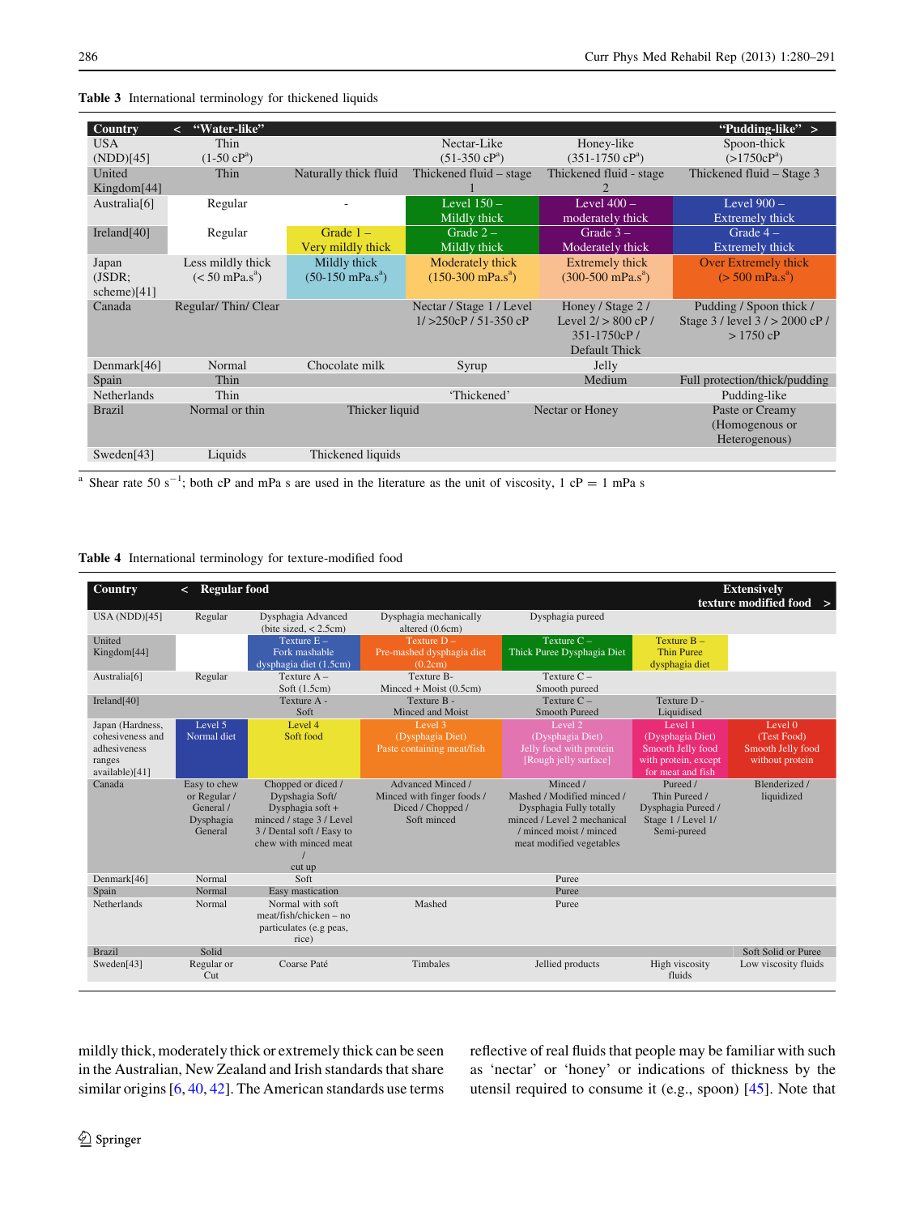**Table 3** International terminology for thickened liquids

| Country | < "Water-like" | | | | "Pudding-like" > |
|---|---|---|---|---|---|
| USA (NDD)[45] | Thin (1-50 cP[a]) | | Nectar-Like (51-350 cP[a]) | Honey-like (351-1750 cP[a]) | Spoon-thick (>1750cP[a]) |
| United Kingdom[44] | Thin | Naturally thick fluid | Thickened fluid – stage 1 | Thickened fluid - stage 2 | Thickened fluid – Stage 3 |
| Australia[6] | Regular | - | Level 150 – Mildly thick | Level 400 – moderately thick | Level 900 – Extremely thick |
| Ireland[40] | Regular | Grade 1 – Very mildly thick | Grade 2 – Mildly thick | Grade 3 – Moderately thick | Grade 4 – Extremely thick |
| Japan (JSDR; scheme)[41] | Less mildly thick (< 50 mPa.s[a]) | Mildly thick (50-150 mPa.s[a]) | Moderately thick (150-300 mPa.s[a]) | Extremely thick (300-500 mPa.s[a]) | Over Extremely thick (> 500 mPa.s[a]) |
| Canada | Regular/ Thin/ Clear | | Nectar / Stage 1 / Level 1/ >250cP / 51-350 cP | Honey / Stage 2 / Level 2/ > 800 cP / 351-1750cP / Default Thick | Pudding / Spoon thick / Stage 3 / level 3 / > 2000 cP / > 1750 cP |
| Denmark[46] | Normal | Chocolate milk | Syrup | Jelly | |
| Spain | Thin | | | Medium | Full protection/thick/pudding |
| Netherlands | Thin | | 'Thickened' | | Pudding-like |
| Brazil | Normal or thin | Thicker liquid | | Nectar or Honey | Paste or Creamy (Homogenous or Heterogenous) |
| Sweden[43] | Liquids | Thickened liquids | | | |

[a] Shear rate 50 $s^{-1}$; both cP and mPa s are used in the literature as the unit of viscosity, 1 cP = 1 mPa s

**Table 4** International terminology for texture-modified food

| Country | < Regular food | | | | | Extensively texture modified food > |
|---|---|---|---|---|---|---|
| USA (NDD)[45] | Regular | Dysphagia Advanced (bite sized, < 2.5cm) | Dysphagia mechanically altered (0.6cm) | Dysphagia pureed | | |
| United Kingdom[44] | | Texture E – Fork mashable dysphagia diet (1.5cm) | Texture D – Pre-mashed dysphagia diet (0.2cm) | Texture C – Thick Puree Dysphagia Diet | Texture B – Thin Puree dysphagia diet | |
| Australia[6] | Regular | Texture A – Soft (1.5cm) | Texture B- Minced + Moist (0.5cm) | Texture C – Smooth pureed | | |
| Ireland[40] | | Texture A - Soft | Texture B - Minced and Moist | Texture C – Smooth Pureed | Texture D - Liquidised | |
| Japan (Hardness, cohesiveness and adhesiveness ranges available)[41] | Level 5 Normal diet | Level 4 Soft food | Level 3 (Dysphagia Diet) Paste containing meat/fish | Level 2 (Dysphagia Diet) Jelly food with protein [Rough jelly surface] | Level 1 (Dysphagia Diet) Smooth Jelly food with protein, except for meat and fish | Level 0 (Test Food) Smooth Jelly food without protein |
| Canada | Easy to chew or Regular / General / Dysphagia General | Chopped or diced / Dypshagia Soft/ Dysphagia soft + minced / stage 3 / Level 3 / Dental soft / Easy to chew with minced meat / cut up | Advanced Minced / Minced with finger foods / Diced / Chopped / Soft minced | Minced / Mashed / Modified minced / Dysphagia Fully totally minced / Level 2 mechanical / minced moist / minced meat modified vegetables | Pureed / Thin Pureed / Dysphagia Pureed / Stage 1 / Level 1/ Semi-pureed | Blenderized / liquidized |
| Denmark[46] | Normal | Soft | | Puree | | |
| Spain | Normal | Easy mastication | | Puree | | |
| Netherlands | Normal | Normal with soft meat/fish/chicken – no particulates (e.g peas, rice) | Mashed | Puree | | |
| Brazil | Solid | | | | | Soft Solid or Puree |
| Sweden[43] | Regular or Cut | Coarse Paté | Timbales | Jellied products | High viscosity fluids | Low viscosity fluids |

mildly thick, moderately thick or extremely thick can be seen in the Australian, New Zealand and Irish standards that share similar origins [6, 40, 42]. The American standards use terms reflective of real fluids that people may be familiar with such as 'nectar' or 'honey' or indications of thickness by the utensil required to consume it (e.g., spoon) [45]. Note that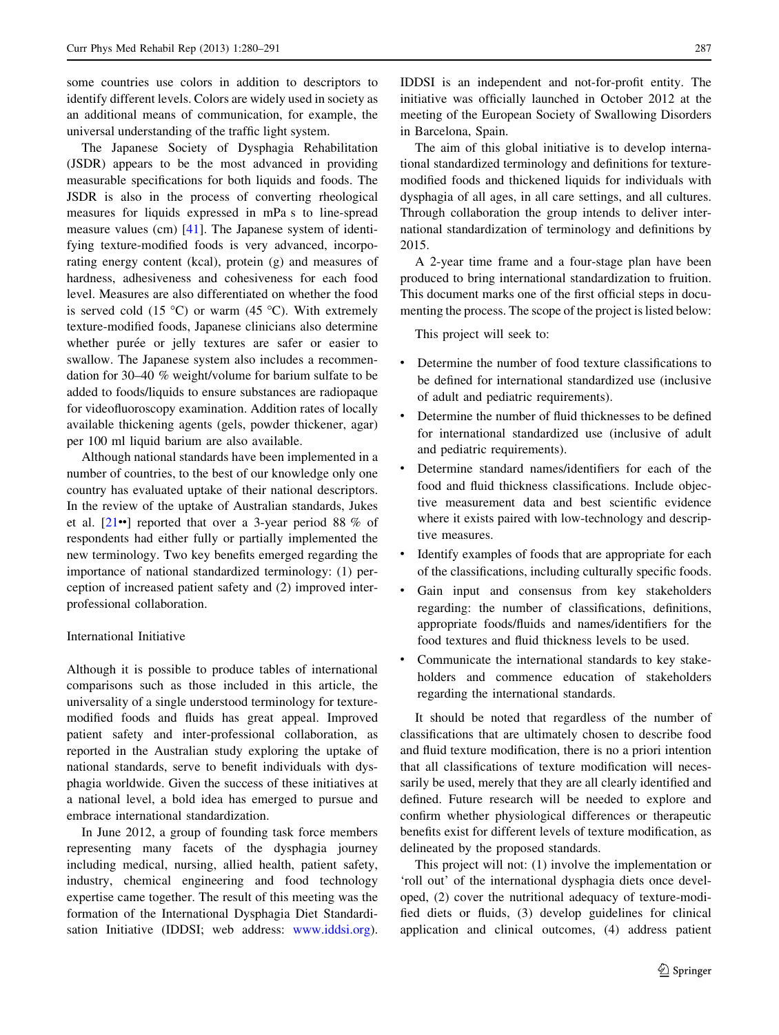some countries use colors in addition to descriptors to identify different levels. Colors are widely used in society as an additional means of communication, for example, the universal understanding of the traffic light system.

The Japanese Society of Dysphagia Rehabilitation (JSDR) appears to be the most advanced in providing measurable specifications for both liquids and foods. The JSDR is also in the process of converting rheological measures for liquids expressed in mPa s to line-spread measure values (cm) [41]. The Japanese system of identifying texture-modified foods is very advanced, incorporating energy content (kcal), protein (g) and measures of hardness, adhesiveness and cohesiveness for each food level. Measures are also differentiated on whether the food is served cold (15 °C) or warm (45 °C). With extremely texture-modified foods, Japanese clinicians also determine whether purée or jelly textures are safer or easier to swallow. The Japanese system also includes a recommendation for 30–40 % weight/volume for barium sulfate to be added to foods/liquids to ensure substances are radiopaque for videofluoroscopy examination. Addition rates of locally available thickening agents (gels, powder thickener, agar) per 100 ml liquid barium are also available.

Although national standards have been implemented in a number of countries, to the best of our knowledge only one country has evaluated uptake of their national descriptors. In the review of the uptake of Australian standards, Jukes et al. [21••] reported that over a 3-year period 88 % of respondents had either fully or partially implemented the new terminology. Two key benefits emerged regarding the importance of national standardized terminology: (1) perception of increased patient safety and (2) improved inter-professional collaboration.

## International Initiative

Although it is possible to produce tables of international comparisons such as those included in this article, the universality of a single understood terminology for texture-modified foods and fluids has great appeal. Improved patient safety and inter-professional collaboration, as reported in the Australian study exploring the uptake of national standards, serve to benefit individuals with dysphagia worldwide. Given the success of these initiatives at a national level, a bold idea has emerged to pursue and embrace international standardization.

In June 2012, a group of founding task force members representing many facets of the dysphagia journey including medical, nursing, allied health, patient safety, industry, chemical engineering and food technology expertise came together. The result of this meeting was the formation of the International Dysphagia Diet Standardisation Initiative (IDDSI; web address: www.iddsi.org). IDDSI is an independent and not-for-profit entity. The initiative was officially launched in October 2012 at the meeting of the European Society of Swallowing Disorders in Barcelona, Spain.

The aim of this global initiative is to develop international standardized terminology and definitions for texture-modified foods and thickened liquids for individuals with dysphagia of all ages, in all care settings, and all cultures. Through collaboration the group intends to deliver international standardization of terminology and definitions by 2015.

A 2-year time frame and a four-stage plan have been produced to bring international standardization to fruition. This document marks one of the first official steps in documenting the process. The scope of the project is listed below:

This project will seek to:

- Determine the number of food texture classifications to be defined for international standardized use (inclusive of adult and pediatric requirements).
- Determine the number of fluid thicknesses to be defined for international standardized use (inclusive of adult and pediatric requirements).
- Determine standard names/identifiers for each of the food and fluid thickness classifications. Include objective measurement data and best scientific evidence where it exists paired with low-technology and descriptive measures.
- Identify examples of foods that are appropriate for each of the classifications, including culturally specific foods.
- Gain input and consensus from key stakeholders regarding: the number of classifications, definitions, appropriate foods/fluids and names/identifiers for the food textures and fluid thickness levels to be used.
- Communicate the international standards to key stakeholders and commence education of stakeholders regarding the international standards.

It should be noted that regardless of the number of classifications that are ultimately chosen to describe food and fluid texture modification, there is no a priori intention that all classifications of texture modification will necessarily be used, merely that they are all clearly identified and defined. Future research will be needed to explore and confirm whether physiological differences or therapeutic benefits exist for different levels of texture modification, as delineated by the proposed standards.

This project will not: (1) involve the implementation or 'roll out' of the international dysphagia diets once developed, (2) cover the nutritional adequacy of texture-modified diets or fluids, (3) develop guidelines for clinical application and clinical outcomes, (4) address patient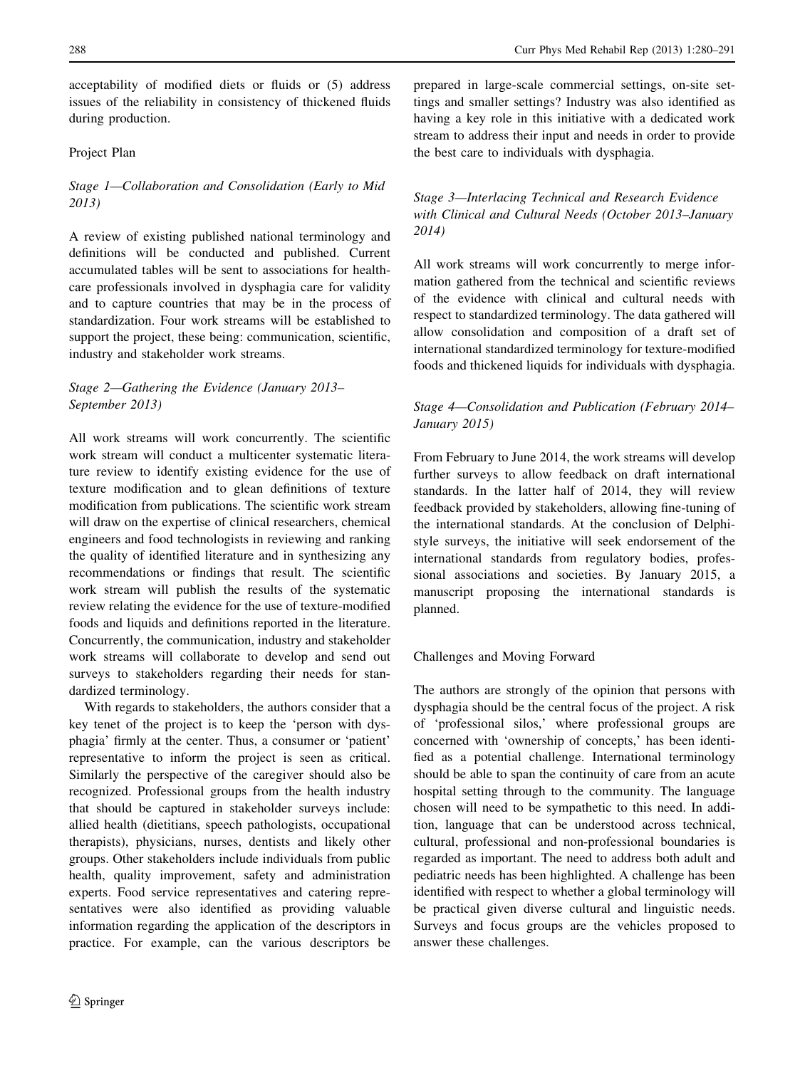acceptability of modified diets or fluids or (5) address issues of the reliability in consistency of thickened fluids during production.

### Project Plan

#### *Stage 1—Collaboration and Consolidation (Early to Mid 2013)*

A review of existing published national terminology and definitions will be conducted and published. Current accumulated tables will be sent to associations for healthcare professionals involved in dysphagia care for validity and to capture countries that may be in the process of standardization. Four work streams will be established to support the project, these being: communication, scientific, industry and stakeholder work streams.

#### *Stage 2—Gathering the Evidence (January 2013–September 2013)*

All work streams will work concurrently. The scientific work stream will conduct a multicenter systematic literature review to identify existing evidence for the use of texture modification and to glean definitions of texture modification from publications. The scientific work stream will draw on the expertise of clinical researchers, chemical engineers and food technologists in reviewing and ranking the quality of identified literature and in synthesizing any recommendations or findings that result. The scientific work stream will publish the results of the systematic review relating the evidence for the use of texture-modified foods and liquids and definitions reported in the literature. Concurrently, the communication, industry and stakeholder work streams will collaborate to develop and send out surveys to stakeholders regarding their needs for standardized terminology.

With regards to stakeholders, the authors consider that a key tenet of the project is to keep the 'person with dysphagia' firmly at the center. Thus, a consumer or 'patient' representative to inform the project is seen as critical. Similarly the perspective of the caregiver should also be recognized. Professional groups from the health industry that should be captured in stakeholder surveys include: allied health (dietitians, speech pathologists, occupational therapists), physicians, nurses, dentists and likely other groups. Other stakeholders include individuals from public health, quality improvement, safety and administration experts. Food service representatives and catering representatives were also identified as providing valuable information regarding the application of the descriptors in practice. For example, can the various descriptors be prepared in large-scale commercial settings, on-site settings and smaller settings? Industry was also identified as having a key role in this initiative with a dedicated work stream to address their input and needs in order to provide the best care to individuals with dysphagia.

#### *Stage 3—Interlacing Technical and Research Evidence with Clinical and Cultural Needs (October 2013–January 2014)*

All work streams will work concurrently to merge information gathered from the technical and scientific reviews of the evidence with clinical and cultural needs with respect to standardized terminology. The data gathered will allow consolidation and composition of a draft set of international standardized terminology for texture-modified foods and thickened liquids for individuals with dysphagia.

#### *Stage 4—Consolidation and Publication (February 2014–January 2015)*

From February to June 2014, the work streams will develop further surveys to allow feedback on draft international standards. In the latter half of 2014, they will review feedback provided by stakeholders, allowing fine-tuning of the international standards. At the conclusion of Delphi-style surveys, the initiative will seek endorsement of the international standards from regulatory bodies, professional associations and societies. By January 2015, a manuscript proposing the international standards is planned.

### Challenges and Moving Forward

The authors are strongly of the opinion that persons with dysphagia should be the central focus of the project. A risk of 'professional silos,' where professional groups are concerned with 'ownership of concepts,' has been identified as a potential challenge. International terminology should be able to span the continuity of care from an acute hospital setting through to the community. The language chosen will need to be sympathetic to this need. In addition, language that can be understood across technical, cultural, professional and non-professional boundaries is regarded as important. The need to address both adult and pediatric needs has been highlighted. A challenge has been identified with respect to whether a global terminology will be practical given diverse cultural and linguistic needs. Surveys and focus groups are the vehicles proposed to answer these challenges.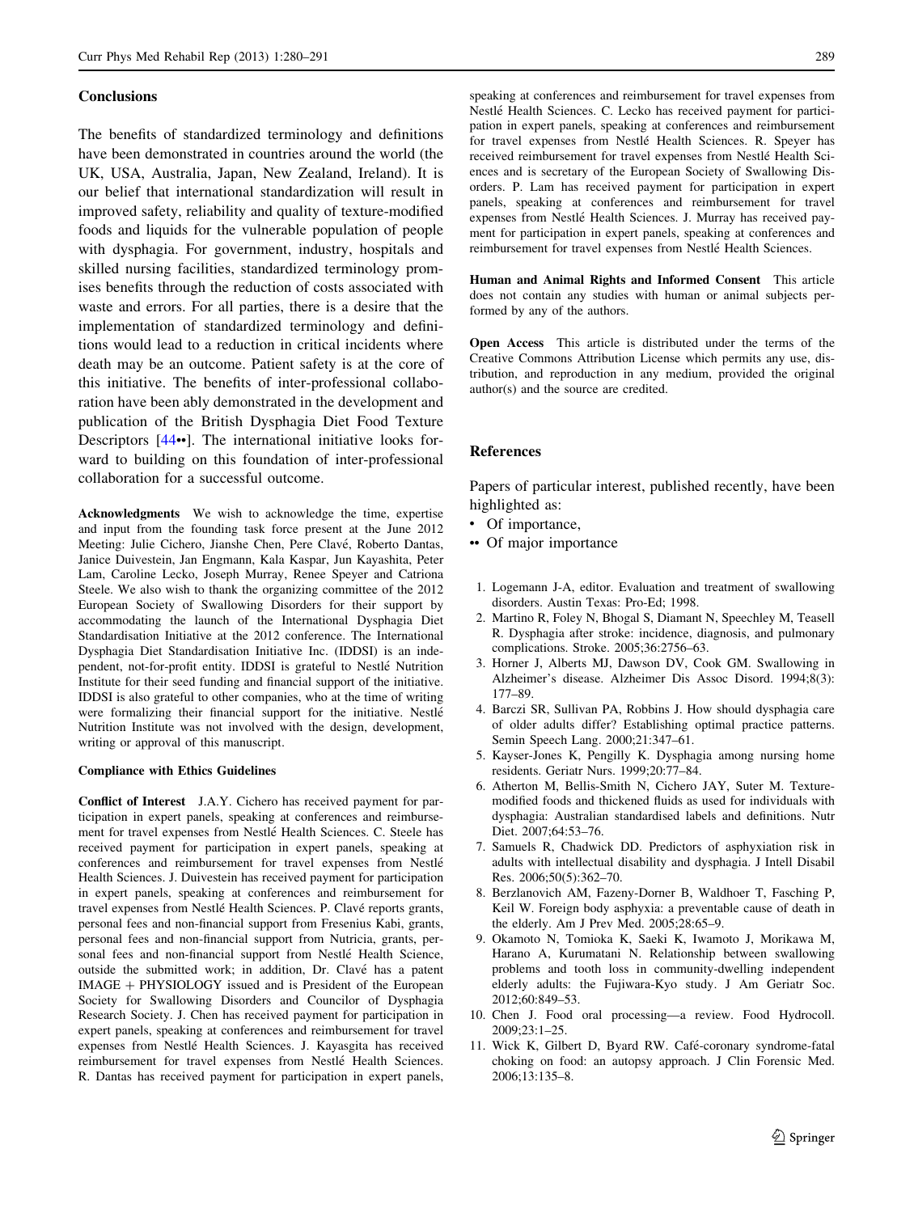## Conclusions

The benefits of standardized terminology and definitions have been demonstrated in countries around the world (the UK, USA, Australia, Japan, New Zealand, Ireland). It is our belief that international standardization will result in improved safety, reliability and quality of texture-modified foods and liquids for the vulnerable population of people with dysphagia. For government, industry, hospitals and skilled nursing facilities, standardized terminology promises benefits through the reduction of costs associated with waste and errors. For all parties, there is a desire that the implementation of standardized terminology and definitions would lead to a reduction in critical incidents where death may be an outcome. Patient safety is at the core of this initiative. The benefits of inter-professional collaboration have been ably demonstrated in the development and publication of the British Dysphagia Diet Food Texture Descriptors [44••]. The international initiative looks forward to building on this foundation of inter-professional collaboration for a successful outcome.

**Acknowledgments** We wish to acknowledge the time, expertise and input from the founding task force present at the June 2012 Meeting: Julie Cichero, Jianshe Chen, Pere Clavé, Roberto Dantas, Janice Duivestein, Jan Engmann, Kala Kaspar, Jun Kayashita, Peter Lam, Caroline Lecko, Joseph Murray, Renee Speyer and Catriona Steele. We also wish to thank the organizing committee of the 2012 European Society of Swallowing Disorders for their support by accommodating the launch of the International Dysphagia Diet Standardisation Initiative at the 2012 conference. The International Dysphagia Diet Standardisation Initiative Inc. (IDDSI) is an independent, not-for-profit entity. IDDSI is grateful to Nestlé Nutrition Institute for their seed funding and financial support of the initiative. IDDSI is also grateful to other companies, who at the time of writing were formalizing their financial support for the initiative. Nestlé Nutrition Institute was not involved with the design, development, writing or approval of this manuscript.

#### Compliance with Ethics Guidelines

**Conflict of Interest** J.A.Y. Cichero has received payment for participation in expert panels, speaking at conferences and reimbursement for travel expenses from Nestlé Health Sciences. C. Steele has received payment for participation in expert panels, speaking at conferences and reimbursement for travel expenses from Nestlé Health Sciences. J. Duivestein has received payment for participation in expert panels, speaking at conferences and reimbursement for travel expenses from Nestlé Health Sciences. P. Clavé reports grants, personal fees and non-financial support from Fresenius Kabi, grants, personal fees and non-financial support from Nutricia, grants, personal fees and non-financial support from Nestlé Health Science, outside the submitted work; in addition, Dr. Clavé has a patent IMAGE + PHYSIOLOGY issued and is President of the European Society for Swallowing Disorders and Councilor of Dysphagia Research Society. J. Chen has received payment for participation in expert panels, speaking at conferences and reimbursement for travel expenses from Nestlé Health Sciences. J. Kayasgita has received reimbursement for travel expenses from Nestlé Health Sciences. R. Dantas has received payment for participation in expert panels, speaking at conferences and reimbursement for travel expenses from Nestlé Health Sciences. C. Lecko has received payment for participation in expert panels, speaking at conferences and reimbursement for travel expenses from Nestlé Health Sciences. R. Speyer has received reimbursement for travel expenses from Nestlé Health Sciences and is secretary of the European Society of Swallowing Disorders. P. Lam has received payment for participation in expert panels, speaking at conferences and reimbursement for travel expenses from Nestlé Health Sciences. J. Murray has received payment for participation in expert panels, speaking at conferences and reimbursement for travel expenses from Nestlé Health Sciences.

**Human and Animal Rights and Informed Consent** This article does not contain any studies with human or animal subjects performed by any of the authors.

**Open Access** This article is distributed under the terms of the Creative Commons Attribution License which permits any use, distribution, and reproduction in any medium, provided the original author(s) and the source are credited.

## References

Papers of particular interest, published recently, have been highlighted as:

- • Of importance,
- •• Of major importance

1. Logemann J-A, editor. Evaluation and treatment of swallowing disorders. Austin Texas: Pro-Ed; 1998.
2. Martino R, Foley N, Bhogal S, Diamant N, Speechley M, Teasell R. Dysphagia after stroke: incidence, diagnosis, and pulmonary complications. Stroke. 2005;36:2756–63.
3. Horner J, Alberts MJ, Dawson DV, Cook GM. Swallowing in Alzheimer's disease. Alzheimer Dis Assoc Disord. 1994;8(3): 177–89.
4. Barczi SR, Sullivan PA, Robbins J. How should dysphagia care of older adults differ? Establishing optimal practice patterns. Semin Speech Lang. 2000;21:347–61.
5. Kayser-Jones K, Pengilly K. Dysphagia among nursing home residents. Geriatr Nurs. 1999;20:77–84.
6. Atherton M, Bellis-Smith N, Cichero JAY, Suter M. Texture-modified foods and thickened fluids as used for individuals with dysphagia: Australian standardised labels and definitions. Nutr Diet. 2007;64:53–76.
7. Samuels R, Chadwick DD. Predictors of asphyxiation risk in adults with intellectual disability and dysphagia. J Intell Disabil Res. 2006;50(5):362–70.
8. Berzlanovich AM, Fazeny-Dorner B, Waldhoer T, Fasching P, Keil W. Foreign body asphyxia: a preventable cause of death in the elderly. Am J Prev Med. 2005;28:65–9.
9. Okamoto N, Tomioka K, Saeki K, Iwamoto J, Morikawa M, Harano A, Kurumatani N. Relationship between swallowing problems and tooth loss in community-dwelling independent elderly adults: the Fujiwara-Kyo study. J Am Geriatr Soc. 2012;60:849–53.
10. Chen J. Food oral processing—a review. Food Hydrocoll. 2009;23:1–25.
11. Wick K, Gilbert D, Byard RW. Café-coronary syndrome-fatal choking on food: an autopsy approach. J Clin Forensic Med. 2006;13:135–8.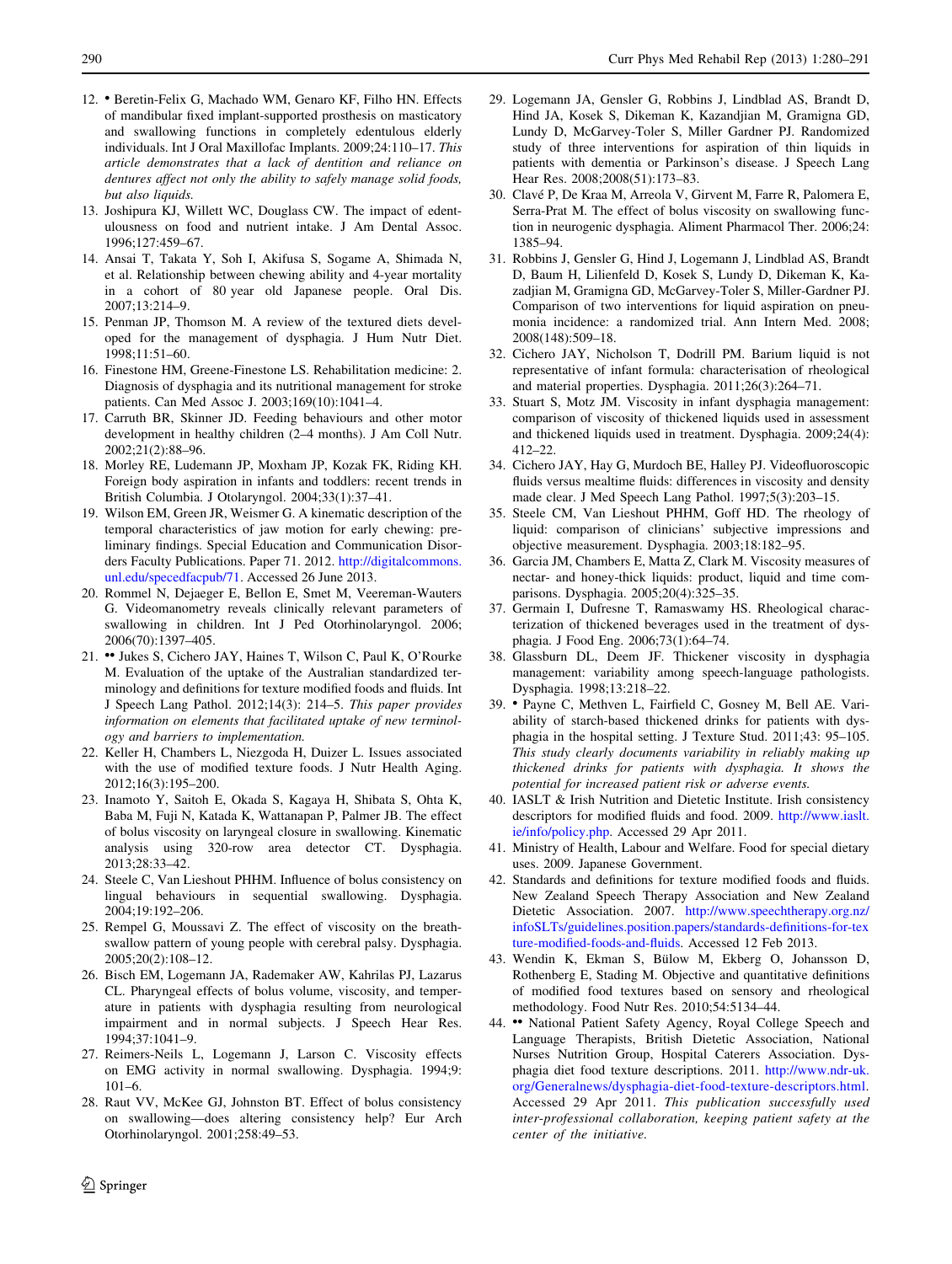12. • Beretin-Felix G, Machado WM, Genaro KF, Filho HN. Effects of mandibular fixed implant-supported prosthesis on masticatory and swallowing functions in completely edentulous elderly individuals. Int J Oral Maxillofac Implants. 2009;24:110–17. *This article demonstrates that a lack of dentition and reliance on dentures affect not only the ability to safely manage solid foods, but also liquids.*
13. Joshipura KJ, Willett WC, Douglass CW. The impact of edentulousness on food and nutrient intake. J Am Dental Assoc. 1996;127:459–67.
14. Ansai T, Takata Y, Soh I, Akifusa S, Sogame A, Shimada N, et al. Relationship between chewing ability and 4-year mortality in a cohort of 80 year old Japanese people. Oral Dis. 2007;13:214–9.
15. Penman JP, Thomson M. A review of the textured diets developed for the management of dysphagia. J Hum Nutr Diet. 1998;11:51–60.
16. Finestone HM, Greene-Finestone LS. Rehabilitation medicine: 2. Diagnosis of dysphagia and its nutritional management for stroke patients. Can Med Assoc J. 2003;169(10):1041–4.
17. Carruth BR, Skinner JD. Feeding behaviours and other motor development in healthy children (2–4 months). J Am Coll Nutr. 2002;21(2):88–96.
18. Morley RE, Ludemann JP, Moxham JP, Kozak FK, Riding KH. Foreign body aspiration in infants and toddlers: recent trends in British Columbia. J Otolaryngol. 2004;33(1):37–41.
19. Wilson EM, Green JR, Weismer G. A kinematic description of the temporal characteristics of jaw motion for early chewing: preliminary findings. Special Education and Communication Disorders Faculty Publications. Paper 71. 2012. http://digitalcommons.unl.edu/specedfacpub/71. Accessed 26 June 2013.
20. Rommel N, Dejaeger E, Bellon E, Smet M, Veereman-Wauters G. Videomanometry reveals clinically relevant parameters of swallowing in children. Int J Ped Otorhinolaryngol. 2006; 2006(70):1397–405.
21. •• Jukes S, Cichero JAY, Haines T, Wilson C, Paul K, O'Rourke M. Evaluation of the uptake of the Australian standardized terminology and definitions for texture modified foods and fluids. Int J Speech Lang Pathol. 2012;14(3): 214–5. *This paper provides information on elements that facilitated uptake of new terminology and barriers to implementation.*
22. Keller H, Chambers L, Niezgoda H, Duizer L. Issues associated with the use of modified texture foods. J Nutr Health Aging. 2012;16(3):195–200.
23. Inamoto Y, Saitoh E, Okada S, Kagaya H, Shibata S, Ohta K, Baba M, Fuji N, Katada K, Wattanapan P, Palmer JB. The effect of bolus viscosity on laryngeal closure in swallowing. Kinematic analysis using 320-row area detector CT. Dysphagia. 2013;28:33–42.
24. Steele C, Van Lieshout PHHM. Influence of bolus consistency on lingual behaviours in sequential swallowing. Dysphagia. 2004;19:192–206.
25. Rempel G, Moussavi Z. The effect of viscosity on the breath-swallow pattern of young people with cerebral palsy. Dysphagia. 2005;20(2):108–12.
26. Bisch EM, Logemann JA, Rademaker AW, Kahrilas PJ, Lazarus CL. Pharyngeal effects of bolus volume, viscosity, and temperature in patients with dysphagia resulting from neurological impairment and in normal subjects. J Speech Hear Res. 1994;37:1041–9.
27. Reimers-Neils L, Logemann J, Larson C. Viscosity effects on EMG activity in normal swallowing. Dysphagia. 1994;9: 101–6.
28. Raut VV, McKee GJ, Johnston BT. Effect of bolus consistency on swallowing—does altering consistency help? Eur Arch Otorhinolaryngol. 2001;258:49–53.
29. Logemann JA, Gensler G, Robbins J, Lindblad AS, Brandt D, Hind JA, Kosek S, Dikeman K, Kazandjian M, Gramigna GD, Lundy D, McGarvey-Toler S, Miller Gardner PJ. Randomized study of three interventions for aspiration of thin liquids in patients with dementia or Parkinson's disease. J Speech Lang Hear Res. 2008;2008(51):173–83.
30. Clavé P, De Kraa M, Arreola V, Girvent M, Farre R, Palomera E, Serra-Prat M. The effect of bolus viscosity on swallowing function in neurogenic dysphagia. Aliment Pharmacol Ther. 2006;24: 1385–94.
31. Robbins J, Gensler G, Hind J, Logemann J, Lindblad AS, Brandt D, Baum H, Lilienfeld D, Kosek S, Lundy D, Dikeman K, Kazadjian M, Gramigna GD, McGarvey-Toler S, Miller-Gardner PJ. Comparison of two interventions for liquid aspiration on pneumonia incidence: a randomized trial. Ann Intern Med. 2008; 2008(148):509–18.
32. Cichero JAY, Nicholson T, Dodrill PM. Barium liquid is not representative of infant formula: characterisation of rheological and material properties. Dysphagia. 2011;26(3):264–71.
33. Stuart S, Motz JM. Viscosity in infant dysphagia management: comparison of viscosity of thickened liquids used in assessment and thickened liquids used in treatment. Dysphagia. 2009;24(4): 412–22.
34. Cichero JAY, Hay G, Murdoch BE, Halley PJ. Videofluoroscopic fluids versus mealtime fluids: differences in viscosity and density made clear. J Med Speech Lang Pathol. 1997;5(3):203–15.
35. Steele CM, Van Lieshout PHHM, Goff HD. The rheology of liquid: comparison of clinicians' subjective impressions and objective measurement. Dysphagia. 2003;18:182–95.
36. Garcia JM, Chambers E, Matta Z, Clark M. Viscosity measures of nectar- and honey-thick liquids: product, liquid and time comparisons. Dysphagia. 2005;20(4):325–35.
37. Germain I, Dufresne T, Ramaswamy HS. Rheological characterization of thickened beverages used in the treatment of dysphagia. J Food Eng. 2006;73(1):64–74.
38. Glassburn DL, Deem JF. Thickener viscosity in dysphagia management: variability among speech-language pathologists. Dysphagia. 1998;13:218–22.
39. • Payne C, Methven L, Fairfield C, Gosney M, Bell AE. Variability of starch-based thickened drinks for patients with dysphagia in the hospital setting. J Texture Stud. 2011;43: 95–105. *This study clearly documents variability in reliably making up thickened drinks for patients with dysphagia. It shows the potential for increased patient risk or adverse events.*
40. IASLT & Irish Nutrition and Dietetic Institute. Irish consistency descriptors for modified fluids and food. 2009. http://www.iaslt.ie/info/policy.php. Accessed 29 Apr 2011.
41. Ministry of Health, Labour and Welfare. Food for special dietary uses. 2009. Japanese Government.
42. Standards and definitions for texture modified foods and fluids. New Zealand Speech Therapy Association and New Zealand Dietetic Association. 2007. http://www.speechtherapy.org.nz/infoSLTs/guidelines.position.papers/standards-definitions-for-texture-modified-foods-and-fluids. Accessed 12 Feb 2013.
43. Wendin K, Ekman S, Bülow M, Ekberg O, Johansson D, Rothenberg E, Stading M. Objective and quantitative definitions of modified food textures based on sensory and rheological methodology. Food Nutr Res. 2010;54:5134–44.
44. •• National Patient Safety Agency, Royal College Speech and Language Therapists, British Dietetic Association, National Nurses Nutrition Group, Hospital Caterers Association. Dysphagia diet food texture descriptions. 2011. http://www.ndr-uk.org/Generalnews/dysphagia-diet-food-texture-descriptors.html. Accessed 29 Apr 2011. *This publication successfully used inter-professional collaboration, keeping patient safety at the center of the initiative.*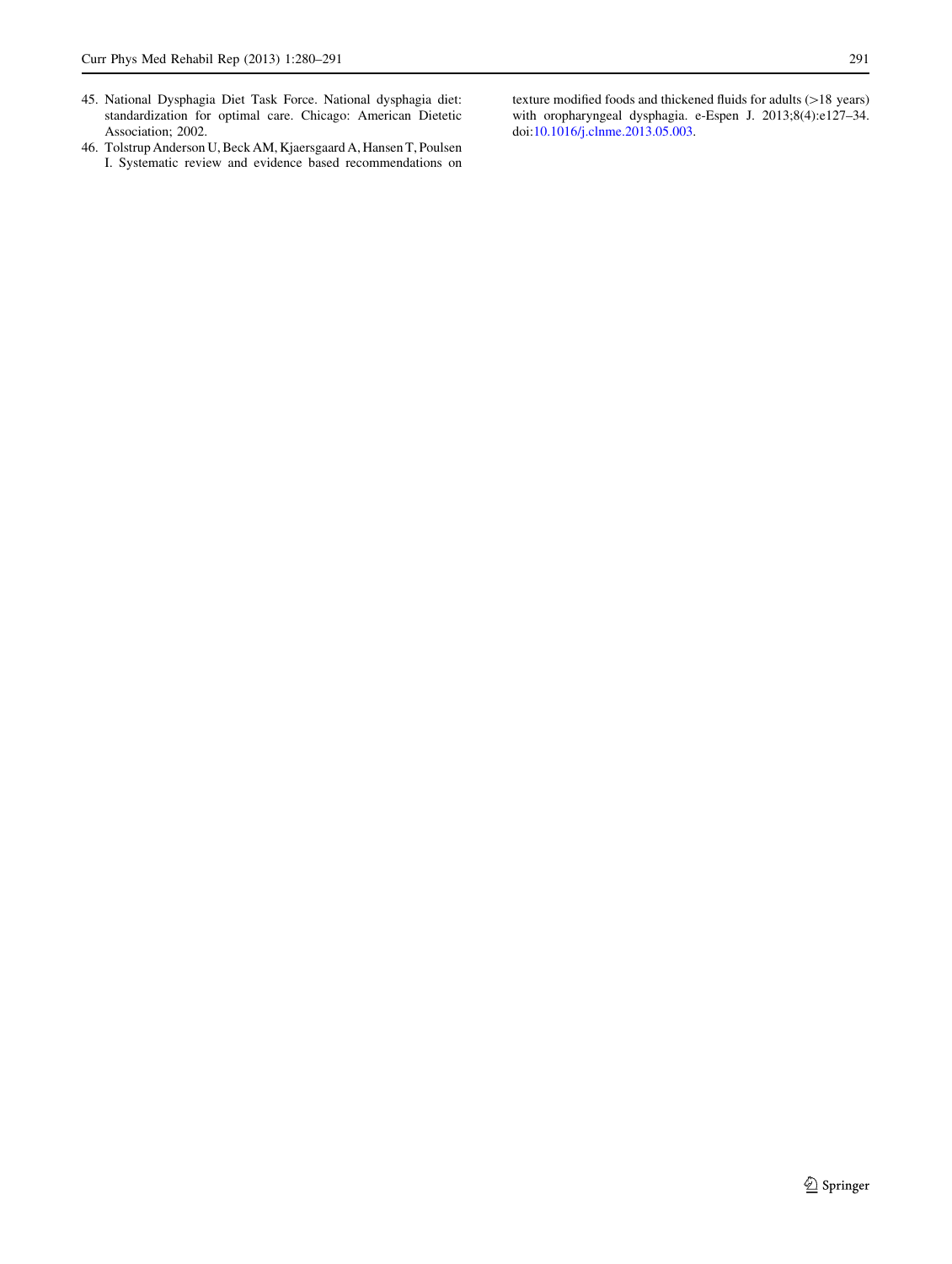45. National Dysphagia Diet Task Force. National dysphagia diet: standardization for optimal care. Chicago: American Dietetic Association; 2002.
46. Tolstrup Anderson U, Beck AM, Kjaersgaard A, Hansen T, Poulsen I. Systematic review and evidence based recommendations on texture modified foods and thickened fluids for adults (>18 years) with oropharyngeal dysphagia. e-Espen J. 2013;8(4):e127–34. doi:10.1016/j.clnme.2013.05.003.